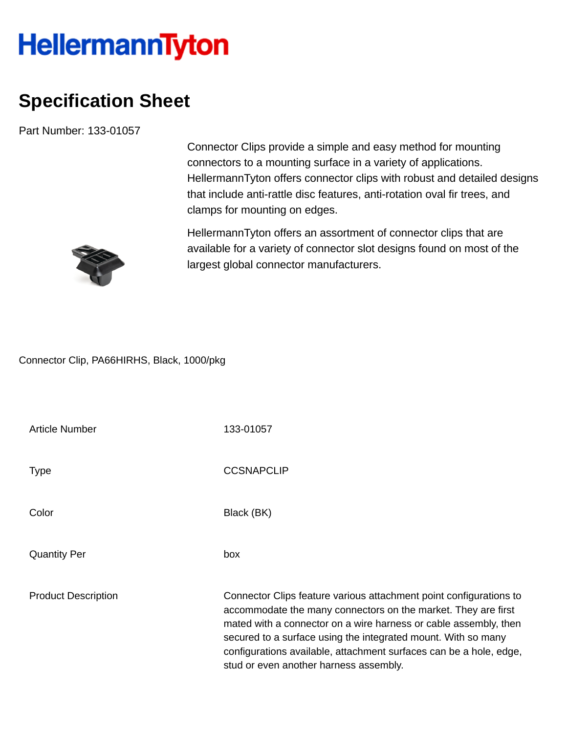HellermannTyton

# Specification Sheet

Part Number: 133-01057

Connector Clips provide a simple and easy method for mounting connectors to a mounting surface in a variety of applications. HellermannTyton offers connector clips with robust and detailed designs that include anti-rattle disc features, anti-rotation oval fir trees, and clamps for mounting on edges.

HellermannTyton offers an assortment of connector clips that are available for a variety of connector slot designs found on most of the largest global connector manufacturers.

Connector Clip, PA66HIRHS, Black, 1000/pkg

| | |
|---|---|
| Article Number | 133-01057 |
| Type | CCSNAPCLIP |
| Color | Black (BK) |
| Quantity Per | box |
| Product Description | Connector Clips feature various attachment point configurations to accommodate the many connectors on the market. They are first mated with a connector on a wire harness or cable assembly, then secured to a surface using the integrated mount. With so many configurations available, attachment surfaces can be a hole, edge, stud or even another harness assembly. |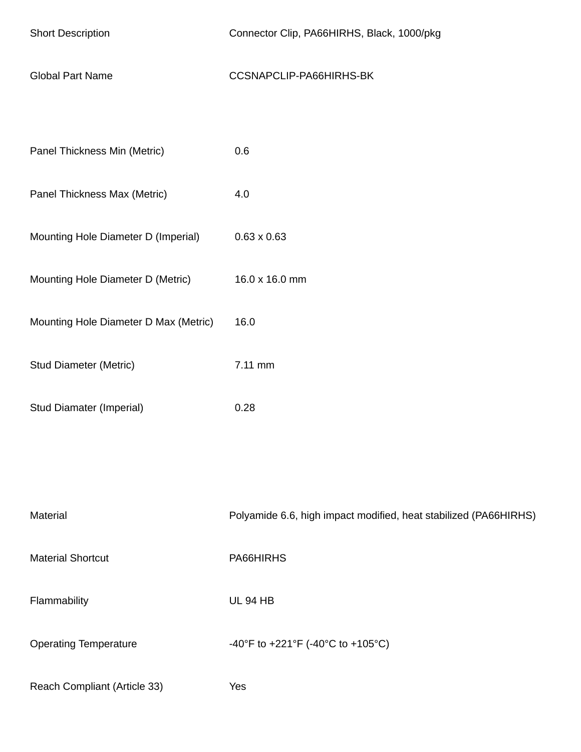| | |
|---|---|
| Short Description | Connector Clip, PA66HIRHS, Black, 1000/pkg |
| Global Part Name | CCSNAPCLIP-PA66HIRHS-BK |

| | |
|---|---|
| Panel Thickness Min (Metric) | 0.6 |
| Panel Thickness Max (Metric) | 4.0 |
| Mounting Hole Diameter D (Imperial) | 0.63 x 0.63 |
| Mounting Hole Diameter D (Metric) | 16.0 x 16.0 mm |
| Mounting Hole Diameter D Max (Metric) | 16.0 |
| Stud Diameter (Metric) | 7.11 mm |
| Stud Diamater (Imperial) | 0.28 |

| | |
|---|---|
| Material | Polyamide 6.6, high impact modified, heat stabilized (PA66HIRHS) |
| Material Shortcut | PA66HIRHS |
| Flammability | UL 94 HB |
| Operating Temperature | -40°F to +221°F (-40°C to +105°C) |
| Reach Compliant (Article 33) | Yes |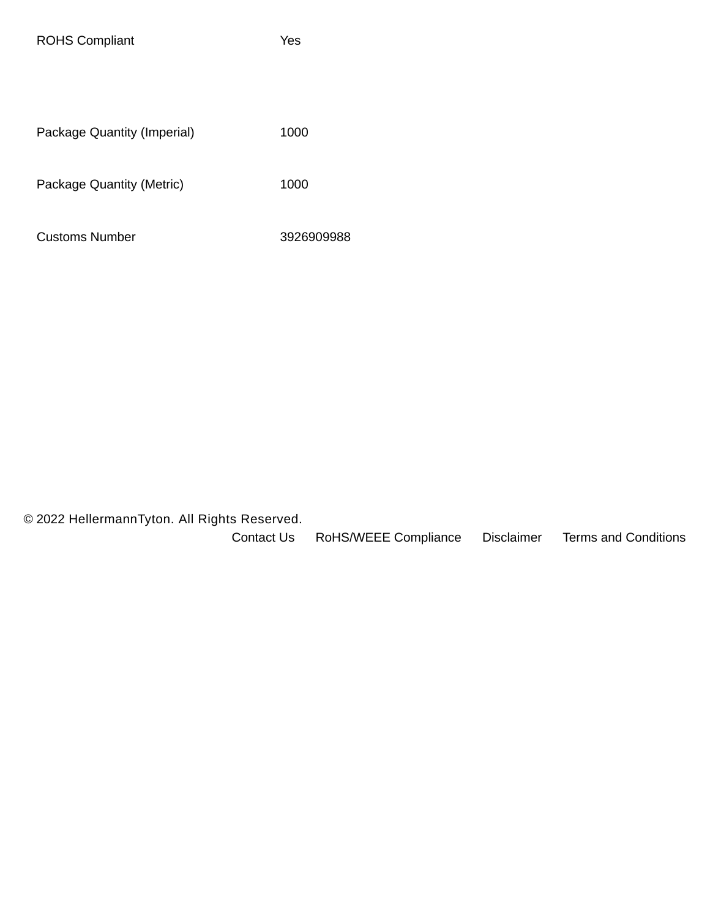| | |
|---|---|
| ROHS Compliant | Yes |
| Package Quantity (Imperial) | 1000 |
| Package Quantity (Metric) | 1000 |
| Customs Number | 3926909988 |

© 2022 HellermannTyton. All Rights Reserved.

Contact Us RoHS/WEEE Compliance Disclaimer Terms and Conditions